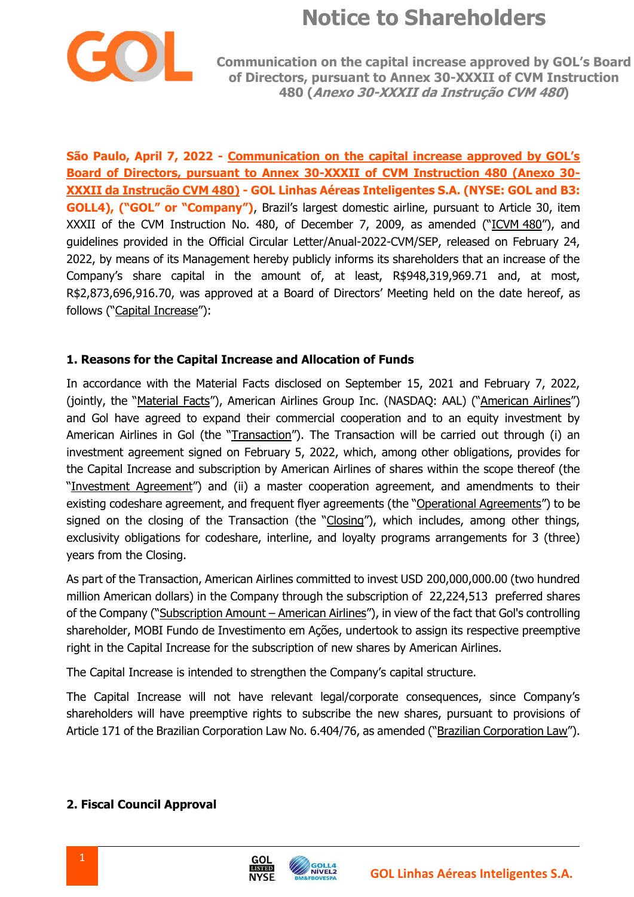# Notice to Shareholders

**Communication on the capital increase approved by GOL's Board of Directors, pursuant to Annex 30-XXXII of CVM Instruction 480 (*Anexo 30-XXXII da Instrução CVM 480*)**

**São Paulo, April 7, 2022 - Communication on the capital increase approved by GOL's Board of Directors, pursuant to Annex 30-XXXII of CVM Instruction 480 (Anexo 30-XXXII da Instrução CVM 480) - GOL Linhas Aéreas Inteligentes S.A. (NYSE: GOL and B3: GOLL4), ("GOL" or "Company")**, Brazil's largest domestic airline, pursuant to Article 30, item XXXII of the CVM Instruction No. 480, of December 7, 2009, as amended ("ICVM 480"), and guidelines provided in the Official Circular Letter/Anual-2022-CVM/SEP, released on February 24, 2022, by means of its Management hereby publicly informs its shareholders that an increase of the Company's share capital in the amount of, at least, R$948,319,969.71 and, at most, R$2,873,696,916.70, was approved at a Board of Directors' Meeting held on the date hereof, as follows ("Capital Increase"):

## 1. Reasons for the Capital Increase and Allocation of Funds

In accordance with the Material Facts disclosed on September 15, 2021 and February 7, 2022, (jointly, the "Material Facts"), American Airlines Group Inc. (NASDAQ: AAL) ("American Airlines") and Gol have agreed to expand their commercial cooperation and to an equity investment by American Airlines in Gol (the "Transaction"). The Transaction will be carried out through (i) an investment agreement signed on February 5, 2022, which, among other obligations, provides for the Capital Increase and subscription by American Airlines of shares within the scope thereof (the "Investment Agreement") and (ii) a master cooperation agreement, and amendments to their existing codeshare agreement, and frequent flyer agreements (the "Operational Agreements") to be signed on the closing of the Transaction (the "Closing"), which includes, among other things, exclusivity obligations for codeshare, interline, and loyalty programs arrangements for 3 (three) years from the Closing.

As part of the Transaction, American Airlines committed to invest USD 200,000,000.00 (two hundred million American dollars) in the Company through the subscription of 22,224,513 preferred shares of the Company ("Subscription Amount – American Airlines"), in view of the fact that Gol's controlling shareholder, MOBI Fundo de Investimento em Ações, undertook to assign its respective preemptive right in the Capital Increase for the subscription of new shares by American Airlines.

The Capital Increase is intended to strengthen the Company's capital structure.

The Capital Increase will not have relevant legal/corporate consequences, since Company's shareholders will have preemptive rights to subscribe the new shares, pursuant to provisions of Article 171 of the Brazilian Corporation Law No. 6.404/76, as amended ("Brazilian Corporation Law").

## 2. Fiscal Council Approval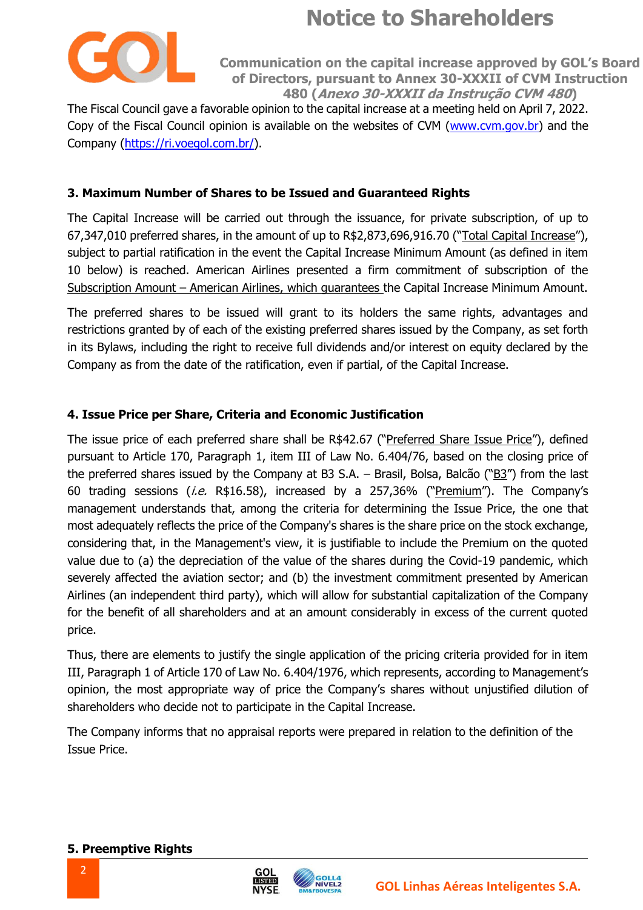The Fiscal Council gave a favorable opinion to the capital increase at a meeting held on April 7, 2022. Copy of the Fiscal Council opinion is available on the websites of CVM (www.cvm.gov.br) and the Company (https://ri.voegol.com.br/).

### 3. Maximum Number of Shares to be Issued and Guaranteed Rights

The Capital Increase will be carried out through the issuance, for private subscription, of up to 67,347,010 preferred shares, in the amount of up to R$2,873,696,916.70 ("Total Capital Increase"), subject to partial ratification in the event the Capital Increase Minimum Amount (as defined in item 10 below) is reached. American Airlines presented a firm commitment of subscription of the Subscription Amount – American Airlines, which guarantees the Capital Increase Minimum Amount.

The preferred shares to be issued will grant to its holders the same rights, advantages and restrictions granted by of each of the existing preferred shares issued by the Company, as set forth in its Bylaws, including the right to receive full dividends and/or interest on equity declared by the Company as from the date of the ratification, even if partial, of the Capital Increase.

### 4. Issue Price per Share, Criteria and Economic Justification

The issue price of each preferred share shall be R$42.67 ("Preferred Share Issue Price"), defined pursuant to Article 170, Paragraph 1, item III of Law No. 6.404/76, based on the closing price of the preferred shares issued by the Company at B3 S.A. – Brasil, Bolsa, Balcão ("B3") from the last 60 trading sessions (*i.e.* R$16.58), increased by a 257,36% ("Premium"). The Company's management understands that, among the criteria for determining the Issue Price, the one that most adequately reflects the price of the Company's shares is the share price on the stock exchange, considering that, in the Management's view, it is justifiable to include the Premium on the quoted value due to (a) the depreciation of the value of the shares during the Covid-19 pandemic, which severely affected the aviation sector; and (b) the investment commitment presented by American Airlines (an independent third party), which will allow for substantial capitalization of the Company for the benefit of all shareholders and at an amount considerably in excess of the current quoted price.

Thus, there are elements to justify the single application of the pricing criteria provided for in item III, Paragraph 1 of Article 170 of Law No. 6.404/1976, which represents, according to Management's opinion, the most appropriate way of price the Company's shares without unjustified dilution of shareholders who decide not to participate in the Capital Increase.

The Company informs that no appraisal reports were prepared in relation to the definition of the Issue Price.

### 5. Preemptive Rights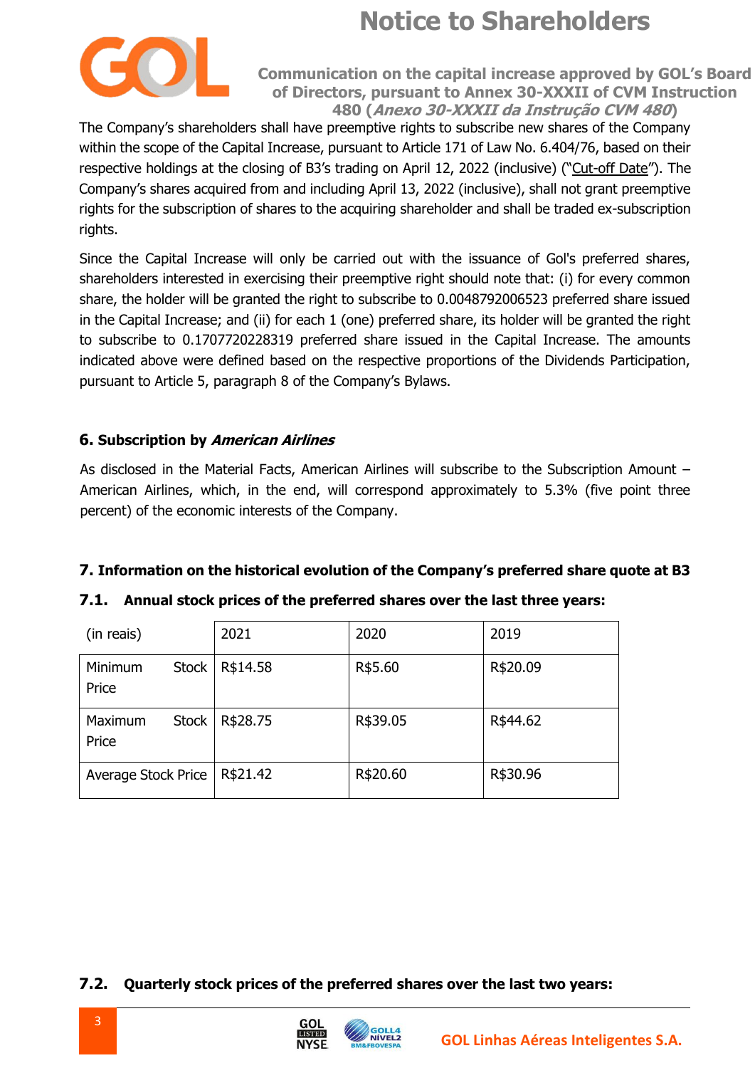The Company's shareholders shall have preemptive rights to subscribe new shares of the Company within the scope of the Capital Increase, pursuant to Article 171 of Law No. 6.404/76, based on their respective holdings at the closing of B3's trading on April 12, 2022 (inclusive) ("Cut-off Date"). The Company's shares acquired from and including April 13, 2022 (inclusive), shall not grant preemptive rights for the subscription of shares to the acquiring shareholder and shall be traded ex-subscription rights.

Since the Capital Increase will only be carried out with the issuance of Gol's preferred shares, shareholders interested in exercising their preemptive right should note that: (i) for every common share, the holder will be granted the right to subscribe to 0.0048792006523 preferred share issued in the Capital Increase; and (ii) for each 1 (one) preferred share, its holder will be granted the right to subscribe to 0.1707720228319 preferred share issued in the Capital Increase. The amounts indicated above were defined based on the respective proportions of the Dividends Participation, pursuant to Article 5, paragraph 8 of the Company's Bylaws.

## 6. Subscription by *American Airlines*

As disclosed in the Material Facts, American Airlines will subscribe to the Subscription Amount – American Airlines, which, in the end, will correspond approximately to 5.3% (five point three percent) of the economic interests of the Company.

## 7. Information on the historical evolution of the Company's preferred share quote at B3

### 7.1. Annual stock prices of the preferred shares over the last three years:

| (in reais) | 2021 | 2020 | 2019 |
|---|---|---|---|
| Minimum Stock Price | R$14.58 | R$5.60 | R$20.09 |
| Maximum Stock Price | R$28.75 | R$39.05 | R$44.62 |
| Average Stock Price | R$21.42 | R$20.60 | R$30.96 |

### 7.2. Quarterly stock prices of the preferred shares over the last two years: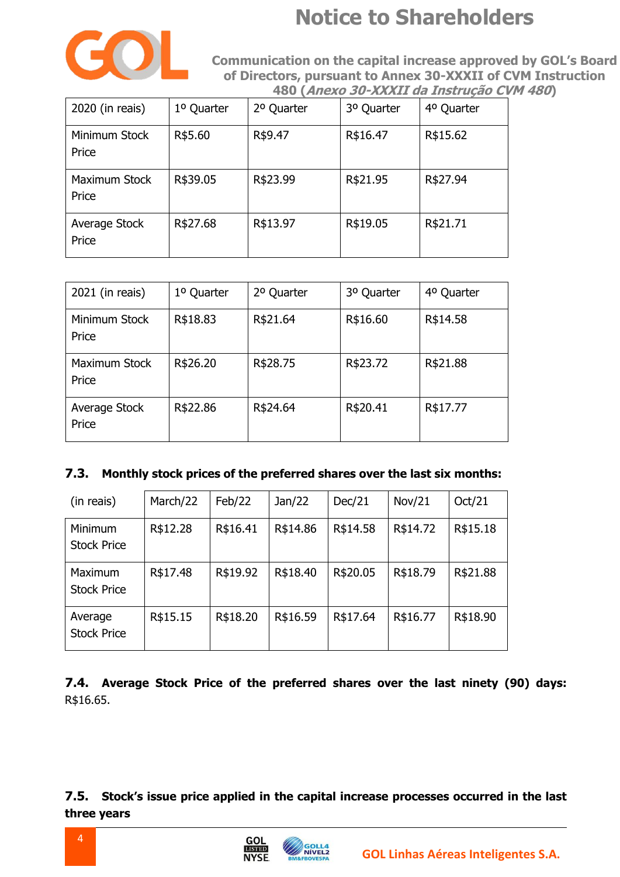| 2020 (in reais) | 1º Quarter | 2º Quarter | 3º Quarter | 4º Quarter |
|---|---|---|---|---|
| Minimum Stock Price | R$5.60 | R$9.47 | R$16.47 | R$15.62 |
| Maximum Stock Price | R$39.05 | R$23.99 | R$21.95 | R$27.94 |
| Average Stock Price | R$27.68 | R$13.97 | R$19.05 | R$21.71 |

| 2021 (in reais) | 1º Quarter | 2º Quarter | 3º Quarter | 4º Quarter |
|---|---|---|---|---|
| Minimum Stock Price | R$18.83 | R$21.64 | R$16.60 | R$14.58 |
| Maximum Stock Price | R$26.20 | R$28.75 | R$23.72 | R$21.88 |
| Average Stock Price | R$22.86 | R$24.64 | R$20.41 | R$17.77 |

### 7.3. Monthly stock prices of the preferred shares over the last six months:

| (in reais) | March/22 | Feb/22 | Jan/22 | Dec/21 | Nov/21 | Oct/21 |
|---|---|---|---|---|---|---|
| Minimum Stock Price | R$12.28 | R$16.41 | R$14.86 | R$14.58 | R$14.72 | R$15.18 |
| Maximum Stock Price | R$17.48 | R$19.92 | R$18.40 | R$20.05 | R$18.79 | R$21.88 |
| Average Stock Price | R$15.15 | R$18.20 | R$16.59 | R$17.64 | R$16.77 | R$18.90 |

**7.4. Average Stock Price of the preferred shares over the last ninety (90) days:** R$16.65.

### 7.5. Stock's issue price applied in the capital increase processes occurred in the last three years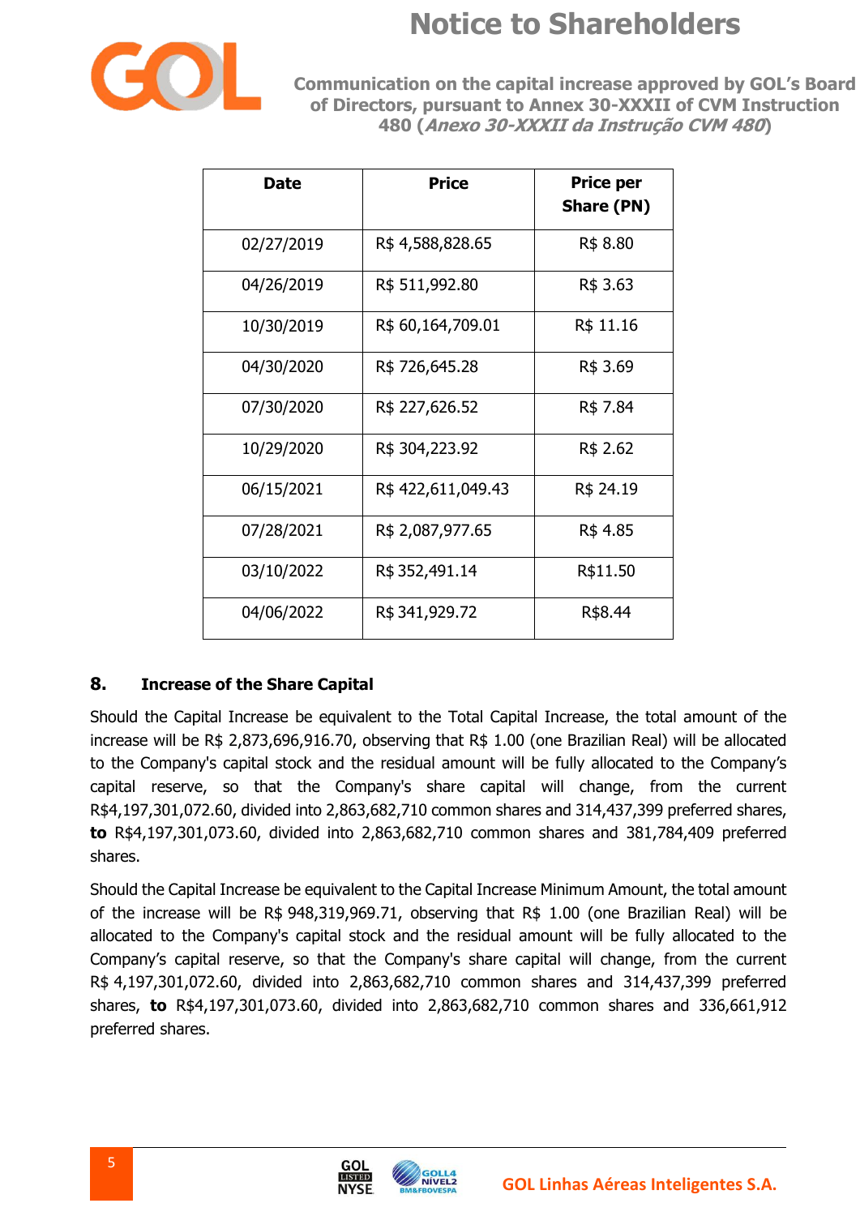| Date | Price | Price per Share (PN) |
|---|---|---|
| 02/27/2019 | R$ 4,588,828.65 | R$ 8.80 |
| 04/26/2019 | R$ 511,992.80 | R$ 3.63 |
| 10/30/2019 | R$ 60,164,709.01 | R$ 11.16 |
| 04/30/2020 | R$ 726,645.28 | R$ 3.69 |
| 07/30/2020 | R$ 227,626.52 | R$ 7.84 |
| 10/29/2020 | R$ 304,223.92 | R$ 2.62 |
| 06/15/2021 | R$ 422,611,049.43 | R$ 24.19 |
| 07/28/2021 | R$ 2,087,977.65 | R$ 4.85 |
| 03/10/2022 | R$ 352,491.14 | R$11.50 |
| 04/06/2022 | R$ 341,929.72 | R$8.44 |

## 8. Increase of the Share Capital

Should the Capital Increase be equivalent to the Total Capital Increase, the total amount of the increase will be R$ 2,873,696,916.70, observing that R$ 1.00 (one Brazilian Real) will be allocated to the Company's capital stock and the residual amount will be fully allocated to the Company's capital reserve, so that the Company's share capital will change, from the current R$4,197,301,072.60, divided into 2,863,682,710 common shares and 314,437,399 preferred shares, **to** R$4,197,301,073.60, divided into 2,863,682,710 common shares and 381,784,409 preferred shares.

Should the Capital Increase be equivalent to the Capital Increase Minimum Amount, the total amount of the increase will be R$ 948,319,969.71, observing that R$ 1.00 (one Brazilian Real) will be allocated to the Company's capital stock and the residual amount will be fully allocated to the Company's capital reserve, so that the Company's share capital will change, from the current R$ 4,197,301,072.60, divided into 2,863,682,710 common shares and 314,437,399 preferred shares, **to** R$4,197,301,073.60, divided into 2,863,682,710 common shares and 336,661,912 preferred shares.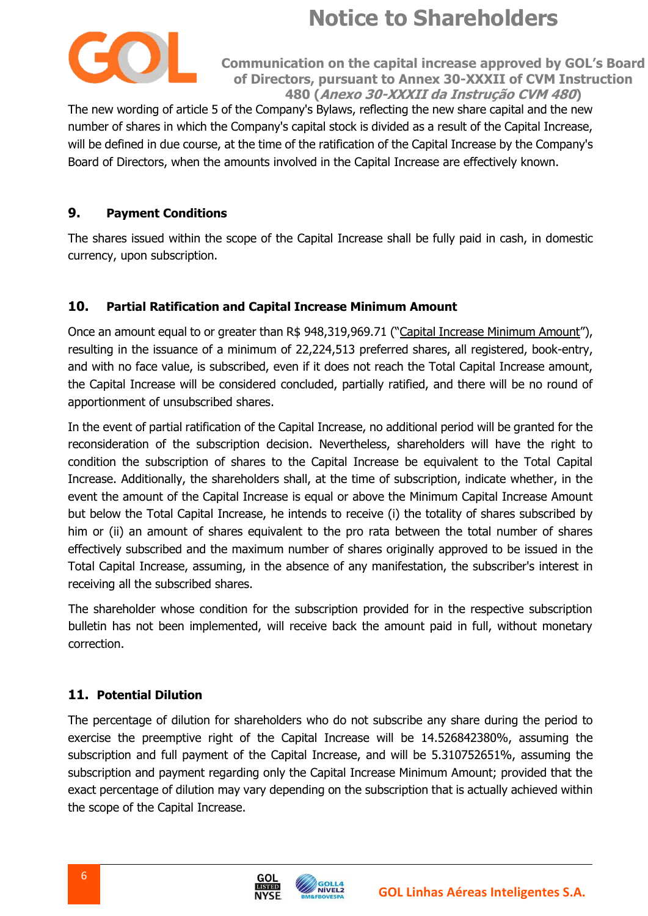The new wording of article 5 of the Company's Bylaws, reflecting the new share capital and the new number of shares in which the Company's capital stock is divided as a result of the Capital Increase, will be defined in due course, at the time of the ratification of the Capital Increase by the Company's Board of Directors, when the amounts involved in the Capital Increase are effectively known.

## 9. Payment Conditions

The shares issued within the scope of the Capital Increase shall be fully paid in cash, in domestic currency, upon subscription.

## 10. Partial Ratification and Capital Increase Minimum Amount

Once an amount equal to or greater than R$ 948,319,969.71 ("Capital Increase Minimum Amount"), resulting in the issuance of a minimum of 22,224,513 preferred shares, all registered, book-entry, and with no face value, is subscribed, even if it does not reach the Total Capital Increase amount, the Capital Increase will be considered concluded, partially ratified, and there will be no round of apportionment of unsubscribed shares.

In the event of partial ratification of the Capital Increase, no additional period will be granted for the reconsideration of the subscription decision. Nevertheless, shareholders will have the right to condition the subscription of shares to the Capital Increase be equivalent to the Total Capital Increase. Additionally, the shareholders shall, at the time of subscription, indicate whether, in the event the amount of the Capital Increase is equal or above the Minimum Capital Increase Amount but below the Total Capital Increase, he intends to receive (i) the totality of shares subscribed by him or (ii) an amount of shares equivalent to the pro rata between the total number of shares effectively subscribed and the maximum number of shares originally approved to be issued in the Total Capital Increase, assuming, in the absence of any manifestation, the subscriber's interest in receiving all the subscribed shares.

The shareholder whose condition for the subscription provided for in the respective subscription bulletin has not been implemented, will receive back the amount paid in full, without monetary correction.

## 11. Potential Dilution

The percentage of dilution for shareholders who do not subscribe any share during the period to exercise the preemptive right of the Capital Increase will be 14.526842380%, assuming the subscription and full payment of the Capital Increase, and will be 5.310752651%, assuming the subscription and payment regarding only the Capital Increase Minimum Amount; provided that the exact percentage of dilution may vary depending on the subscription that is actually achieved within the scope of the Capital Increase.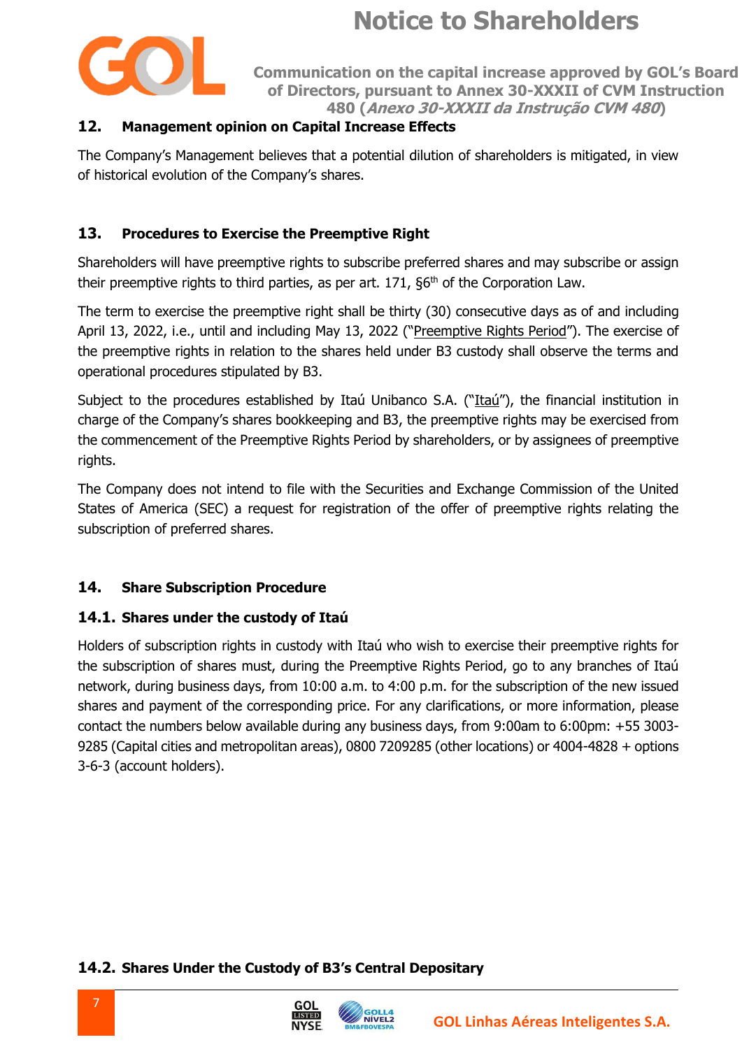## 12. Management opinion on Capital Increase Effects

The Company's Management believes that a potential dilution of shareholders is mitigated, in view of historical evolution of the Company's shares.

## 13. Procedures to Exercise the Preemptive Right

Shareholders will have preemptive rights to subscribe preferred shares and may subscribe or assign their preemptive rights to third parties, as per art. 171, §6th of the Corporation Law.

The term to exercise the preemptive right shall be thirty (30) consecutive days as of and including April 13, 2022, i.e., until and including May 13, 2022 ("Preemptive Rights Period"). The exercise of the preemptive rights in relation to the shares held under B3 custody shall observe the terms and operational procedures stipulated by B3.

Subject to the procedures established by Itaú Unibanco S.A. ("Itaú"), the financial institution in charge of the Company's shares bookkeeping and B3, the preemptive rights may be exercised from the commencement of the Preemptive Rights Period by shareholders, or by assignees of preemptive rights.

The Company does not intend to file with the Securities and Exchange Commission of the United States of America (SEC) a request for registration of the offer of preemptive rights relating the subscription of preferred shares.

## 14. Share Subscription Procedure

### 14.1. Shares under the custody of Itaú

Holders of subscription rights in custody with Itaú who wish to exercise their preemptive rights for the subscription of shares must, during the Preemptive Rights Period, go to any branches of Itaú network, during business days, from 10:00 a.m. to 4:00 p.m. for the subscription of the new issued shares and payment of the corresponding price. For any clarifications, or more information, please contact the numbers below available during any business days, from 9:00am to 6:00pm: +55 3003-9285 (Capital cities and metropolitan areas), 0800 7209285 (other locations) or 4004-4828 + options 3-6-3 (account holders).

### 14.2. Shares Under the Custody of B3's Central Depositary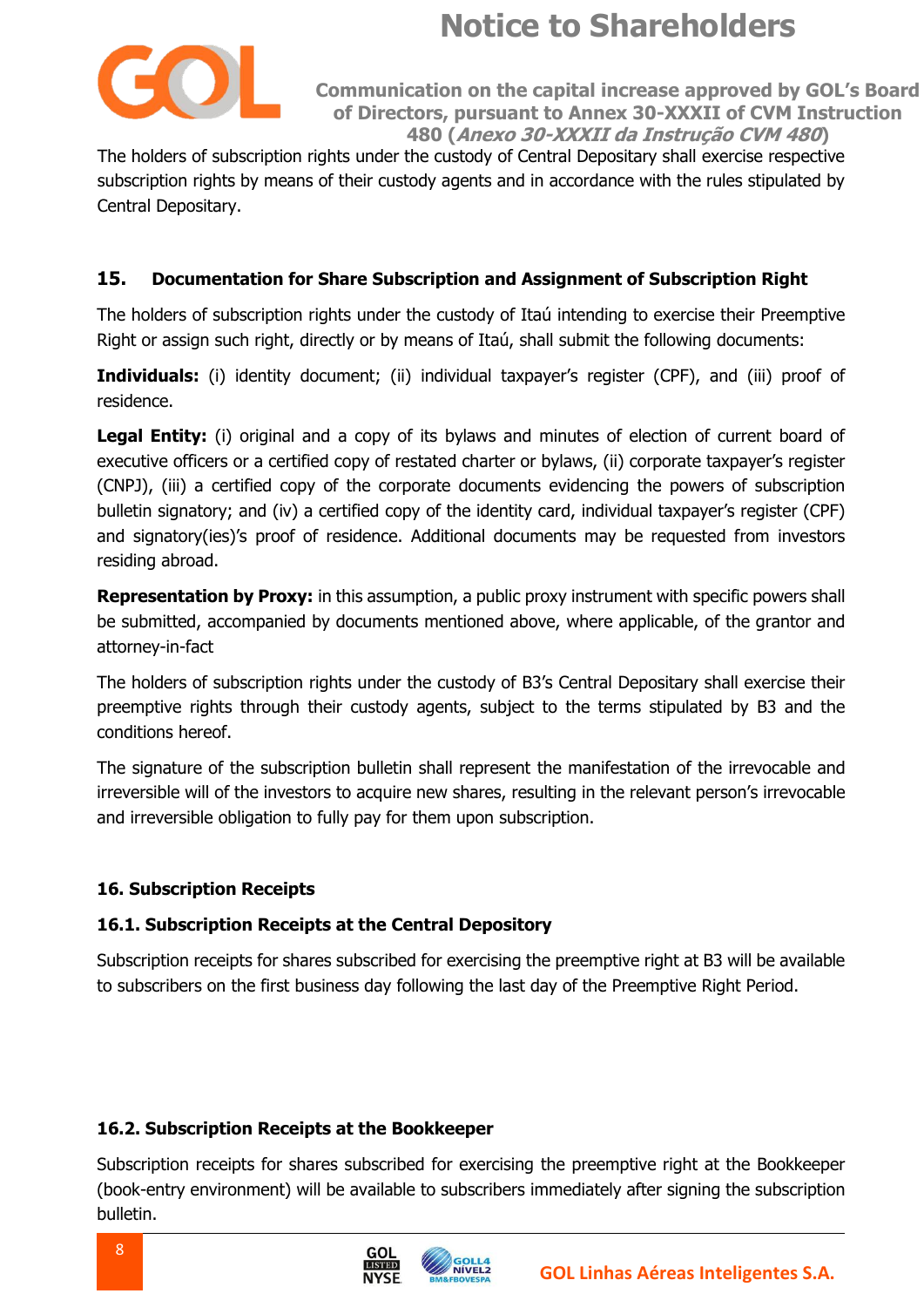The holders of subscription rights under the custody of Central Depositary shall exercise respective subscription rights by means of their custody agents and in accordance with the rules stipulated by Central Depositary.

## 15. Documentation for Share Subscription and Assignment of Subscription Right

The holders of subscription rights under the custody of Itaú intending to exercise their Preemptive Right or assign such right, directly or by means of Itaú, shall submit the following documents:

**Individuals:** (i) identity document; (ii) individual taxpayer's register (CPF), and (iii) proof of residence.

**Legal Entity:** (i) original and a copy of its bylaws and minutes of election of current board of executive officers or a certified copy of restated charter or bylaws, (ii) corporate taxpayer's register (CNPJ), (iii) a certified copy of the corporate documents evidencing the powers of subscription bulletin signatory; and (iv) a certified copy of the identity card, individual taxpayer's register (CPF) and signatory(ies)'s proof of residence. Additional documents may be requested from investors residing abroad.

**Representation by Proxy:** in this assumption, a public proxy instrument with specific powers shall be submitted, accompanied by documents mentioned above, where applicable, of the grantor and attorney-in-fact

The holders of subscription rights under the custody of B3's Central Depositary shall exercise their preemptive rights through their custody agents, subject to the terms stipulated by B3 and the conditions hereof.

The signature of the subscription bulletin shall represent the manifestation of the irrevocable and irreversible will of the investors to acquire new shares, resulting in the relevant person's irrevocable and irreversible obligation to fully pay for them upon subscription.

## 16. Subscription Receipts

### 16.1. Subscription Receipts at the Central Depository

Subscription receipts for shares subscribed for exercising the preemptive right at B3 will be available to subscribers on the first business day following the last day of the Preemptive Right Period.

### 16.2. Subscription Receipts at the Bookkeeper

Subscription receipts for shares subscribed for exercising the preemptive right at the Bookkeeper (book-entry environment) will be available to subscribers immediately after signing the subscription bulletin.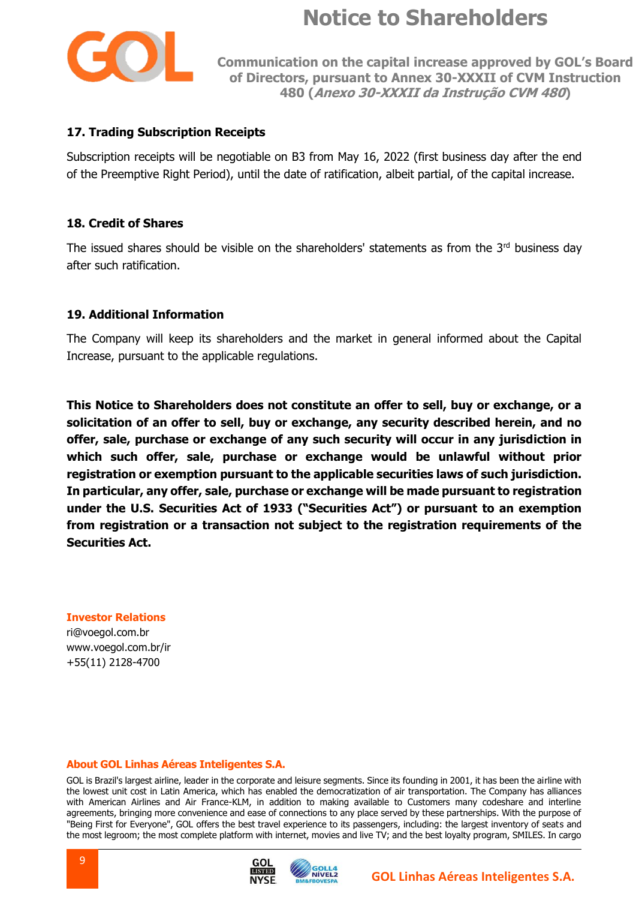### 17. Trading Subscription Receipts

Subscription receipts will be negotiable on B3 from May 16, 2022 (first business day after the end of the Preemptive Right Period), until the date of ratification, albeit partial, of the capital increase.

### 18. Credit of Shares

The issued shares should be visible on the shareholders' statements as from the 3rd business day after such ratification.

### 19. Additional Information

The Company will keep its shareholders and the market in general informed about the Capital Increase, pursuant to the applicable regulations.

**This Notice to Shareholders does not constitute an offer to sell, buy or exchange, or a solicitation of an offer to sell, buy or exchange, any security described herein, and no offer, sale, purchase or exchange of any such security will occur in any jurisdiction in which such offer, sale, purchase or exchange would be unlawful without prior registration or exemption pursuant to the applicable securities laws of such jurisdiction. In particular, any offer, sale, purchase or exchange will be made pursuant to registration under the U.S. Securities Act of 1933 ("Securities Act") or pursuant to an exemption from registration or a transaction not subject to the registration requirements of the Securities Act.**

**Investor Relations**
ri@voegol.com.br
www.voegol.com.br/ir
+55(11) 2128-4700

**About GOL Linhas Aéreas Inteligentes S.A.**

GOL is Brazil's largest airline, leader in the corporate and leisure segments. Since its founding in 2001, it has been the airline with the lowest unit cost in Latin America, which has enabled the democratization of air transportation. The Company has alliances with American Airlines and Air France-KLM, in addition to making available to Customers many codeshare and interline agreements, bringing more convenience and ease of connections to any place served by these partnerships. With the purpose of "Being First for Everyone", GOL offers the best travel experience to its passengers, including: the largest inventory of seats and the most legroom; the most complete platform with internet, movies and live TV; and the best loyalty program, SMILES. In cargo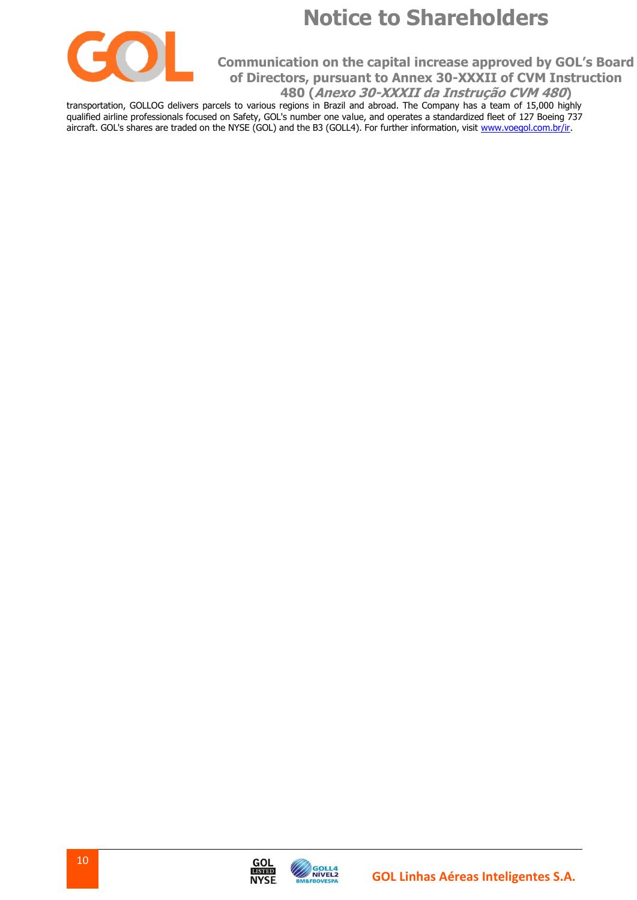transportation, GOLLOG delivers parcels to various regions in Brazil and abroad. The Company has a team of 15,000 highly qualified airline professionals focused on Safety, GOL's number one value, and operates a standardized fleet of 127 Boeing 737 aircraft. GOL's shares are traded on the NYSE (GOL) and the B3 (GOLL4). For further information, visit [www.voegol.com.br/ir](http://www.voegol.com.br/ir).